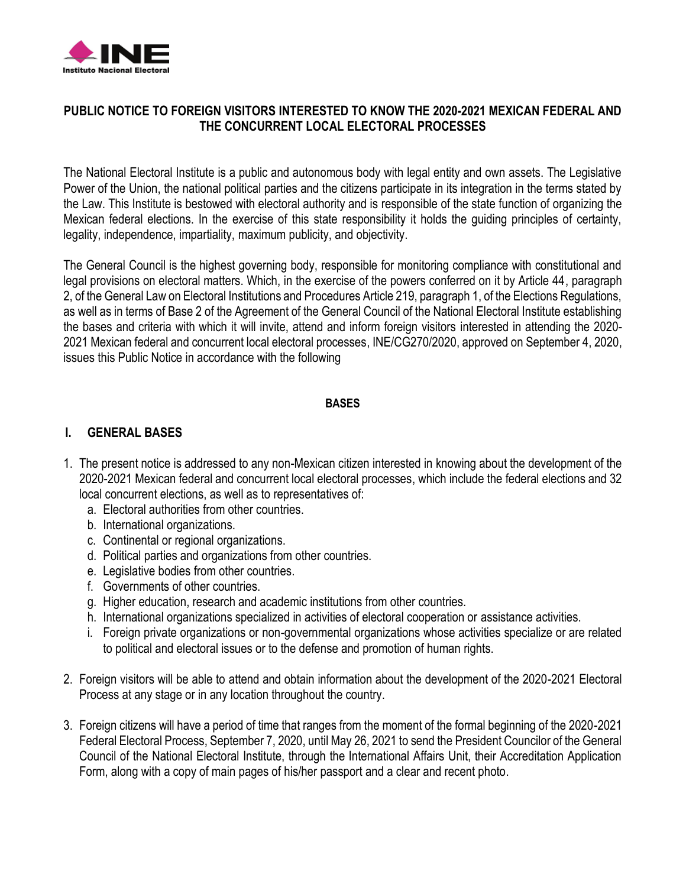**PUBLIC NOTICE TO FOREIGN VISITORS INTERESTED TO KNOW THE 2020-2021 MEXICAN FEDERAL AND THE CONCURRENT LOCAL ELECTORAL PROCESSES**

The National Electoral Institute is a public and autonomous body with legal entity and own assets. The Legislative Power of the Union, the national political parties and the citizens participate in its integration in the terms stated by the Law. This Institute is bestowed with electoral authority and is responsible of the state function of organizing the Mexican federal elections. In the exercise of this state responsibility it holds the guiding principles of certainty, legality, independence, impartiality, maximum publicity, and objectivity.

The General Council is the highest governing body, responsible for monitoring compliance with constitutional and legal provisions on electoral matters. Which, in the exercise of the powers conferred on it by Article 44, paragraph 2, of the General Law on Electoral Institutions and Procedures Article 219, paragraph 1, of the Elections Regulations, as well as in terms of Base 2 of the Agreement of the General Council of the National Electoral Institute establishing the bases and criteria with which it will invite, attend and inform foreign visitors interested in attending the 2020-2021 Mexican federal and concurrent local electoral processes, INE/CG270/2020, approved on September 4, 2020, issues this Public Notice in accordance with the following

**BASES**

## I. GENERAL BASES

1. The present notice is addressed to any non-Mexican citizen interested in knowing about the development of the 2020-2021 Mexican federal and concurrent local electoral processes, which include the federal elections and 32 local concurrent elections, as well as to representatives of:
   a. Electoral authorities from other countries.
   b. International organizations.
   c. Continental or regional organizations.
   d. Political parties and organizations from other countries.
   e. Legislative bodies from other countries.
   f. Governments of other countries.
   g. Higher education, research and academic institutions from other countries.
   h. International organizations specialized in activities of electoral cooperation or assistance activities.
   i. Foreign private organizations or non-governmental organizations whose activities specialize or are related to political and electoral issues or to the defense and promotion of human rights.

2. Foreign visitors will be able to attend and obtain information about the development of the 2020-2021 Electoral Process at any stage or in any location throughout the country.

3. Foreign citizens will have a period of time that ranges from the moment of the formal beginning of the 2020-2021 Federal Electoral Process, September 7, 2020, until May 26, 2021 to send the President Councilor of the General Council of the National Electoral Institute, through the International Affairs Unit, their Accreditation Application Form, along with a copy of main pages of his/her passport and a clear and recent photo.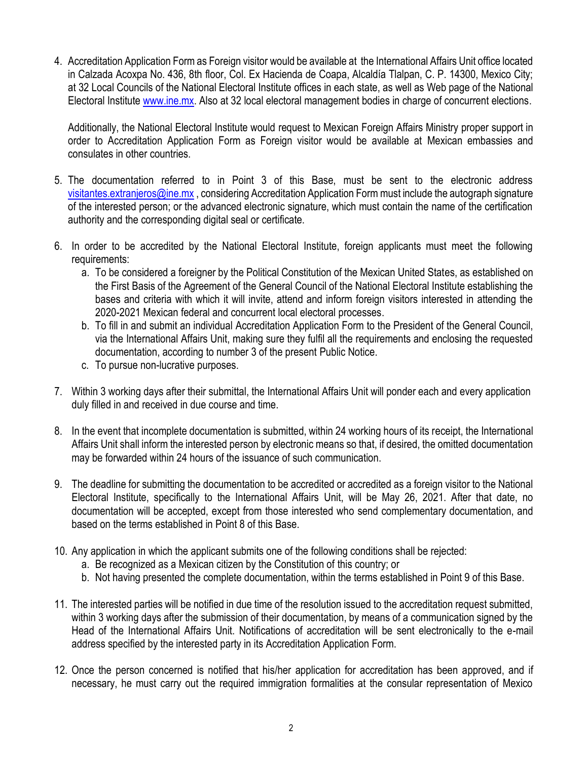4. Accreditation Application Form as Foreign visitor would be available at the International Affairs Unit office located in Calzada Acoxpa No. 436, 8th floor, Col. Ex Hacienda de Coapa, Alcaldía Tlalpan, C. P. 14300, Mexico City; at 32 Local Councils of the National Electoral Institute offices in each state, as well as Web page of the National Electoral Institute www.ine.mx. Also at 32 local electoral management bodies in charge of concurrent elections.

   Additionally, the National Electoral Institute would request to Mexican Foreign Affairs Ministry proper support in order to Accreditation Application Form as Foreign visitor would be available at Mexican embassies and consulates in other countries.

5. The documentation referred to in Point 3 of this Base, must be sent to the electronic address visitantes.extranjeros@ine.mx , considering Accreditation Application Form must include the autograph signature of the interested person; or the advanced electronic signature, which must contain the name of the certification authority and the corresponding digital seal or certificate.

6. In order to be accredited by the National Electoral Institute, foreign applicants must meet the following requirements:
   a. To be considered a foreigner by the Political Constitution of the Mexican United States, as established on the First Basis of the Agreement of the General Council of the National Electoral Institute establishing the bases and criteria with which it will invite, attend and inform foreign visitors interested in attending the 2020-2021 Mexican federal and concurrent local electoral processes.
   b. To fill in and submit an individual Accreditation Application Form to the President of the General Council, via the International Affairs Unit, making sure they fulfil all the requirements and enclosing the requested documentation, according to number 3 of the present Public Notice.
   c. To pursue non-lucrative purposes.

7. Within 3 working days after their submittal, the International Affairs Unit will ponder each and every application duly filled in and received in due course and time.

8. In the event that incomplete documentation is submitted, within 24 working hours of its receipt, the International Affairs Unit shall inform the interested person by electronic means so that, if desired, the omitted documentation may be forwarded within 24 hours of the issuance of such communication.

9. The deadline for submitting the documentation to be accredited or accredited as a foreign visitor to the National Electoral Institute, specifically to the International Affairs Unit, will be May 26, 2021. After that date, no documentation will be accepted, except from those interested who send complementary documentation, and based on the terms established in Point 8 of this Base.

10. Any application in which the applicant submits one of the following conditions shall be rejected:
    a. Be recognized as a Mexican citizen by the Constitution of this country; or
    b. Not having presented the complete documentation, within the terms established in Point 9 of this Base.

11. The interested parties will be notified in due time of the resolution issued to the accreditation request submitted, within 3 working days after the submission of their documentation, by means of a communication signed by the Head of the International Affairs Unit. Notifications of accreditation will be sent electronically to the e-mail address specified by the interested party in its Accreditation Application Form.

12. Once the person concerned is notified that his/her application for accreditation has been approved, and if necessary, he must carry out the required immigration formalities at the consular representation of Mexico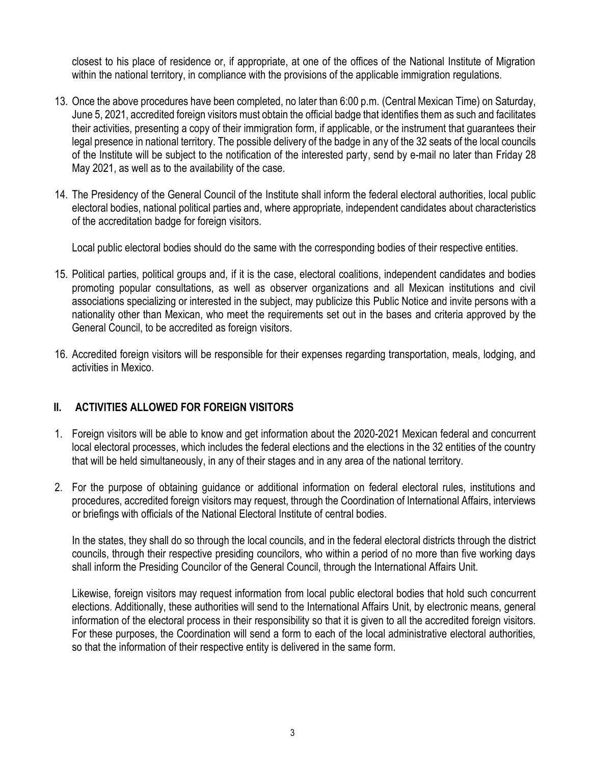closest to his place of residence or, if appropriate, at one of the offices of the National Institute of Migration within the national territory, in compliance with the provisions of the applicable immigration regulations.

13. Once the above procedures have been completed, no later than 6:00 p.m. (Central Mexican Time) on Saturday, June 5, 2021, accredited foreign visitors must obtain the official badge that identifies them as such and facilitates their activities, presenting a copy of their immigration form, if applicable, or the instrument that guarantees their legal presence in national territory. The possible delivery of the badge in any of the 32 seats of the local councils of the Institute will be subject to the notification of the interested party, send by e-mail no later than Friday 28 May 2021, as well as to the availability of the case.

14. The Presidency of the General Council of the Institute shall inform the federal electoral authorities, local public electoral bodies, national political parties and, where appropriate, independent candidates about characteristics of the accreditation badge for foreign visitors.

    Local public electoral bodies should do the same with the corresponding bodies of their respective entities.

15. Political parties, political groups and, if it is the case, electoral coalitions, independent candidates and bodies promoting popular consultations, as well as observer organizations and all Mexican institutions and civil associations specializing or interested in the subject, may publicize this Public Notice and invite persons with a nationality other than Mexican, who meet the requirements set out in the bases and criteria approved by the General Council, to be accredited as foreign visitors.

16. Accredited foreign visitors will be responsible for their expenses regarding transportation, meals, lodging, and activities in Mexico.

## II. ACTIVITIES ALLOWED FOR FOREIGN VISITORS

1. Foreign visitors will be able to know and get information about the 2020-2021 Mexican federal and concurrent local electoral processes, which includes the federal elections and the elections in the 32 entities of the country that will be held simultaneously, in any of their stages and in any area of the national territory.

2. For the purpose of obtaining guidance or additional information on federal electoral rules, institutions and procedures, accredited foreign visitors may request, through the Coordination of International Affairs, interviews or briefings with officials of the National Electoral Institute of central bodies.

   In the states, they shall do so through the local councils, and in the federal electoral districts through the district councils, through their respective presiding councilors, who within a period of no more than five working days shall inform the Presiding Councilor of the General Council, through the International Affairs Unit.

   Likewise, foreign visitors may request information from local public electoral bodies that hold such concurrent elections. Additionally, these authorities will send to the International Affairs Unit, by electronic means, general information of the electoral process in their responsibility so that it is given to all the accredited foreign visitors. For these purposes, the Coordination will send a form to each of the local administrative electoral authorities, so that the information of their respective entity is delivered in the same form.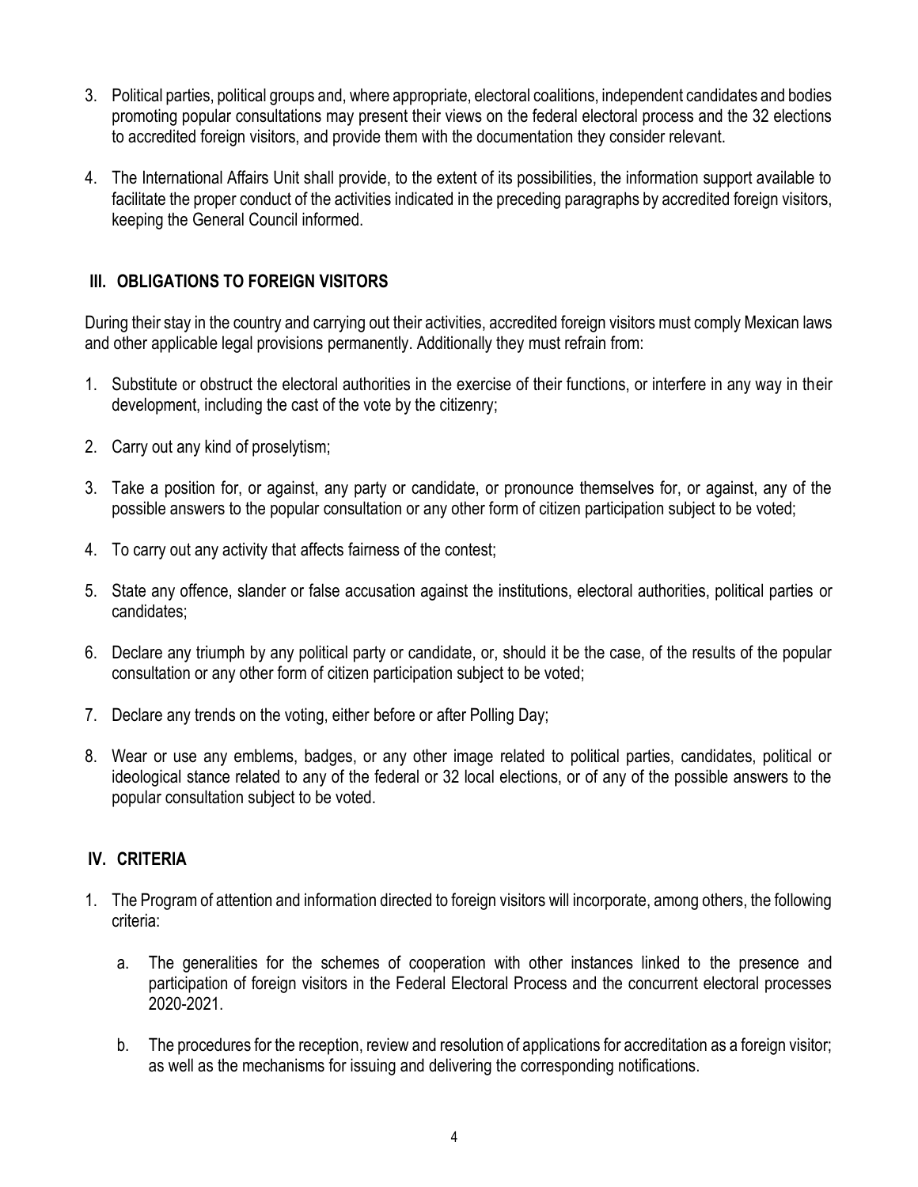3. Political parties, political groups and, where appropriate, electoral coalitions, independent candidates and bodies promoting popular consultations may present their views on the federal electoral process and the 32 elections to accredited foreign visitors, and provide them with the documentation they consider relevant.

4. The International Affairs Unit shall provide, to the extent of its possibilities, the information support available to facilitate the proper conduct of the activities indicated in the preceding paragraphs by accredited foreign visitors, keeping the General Council informed.

## III. OBLIGATIONS TO FOREIGN VISITORS

During their stay in the country and carrying out their activities, accredited foreign visitors must comply Mexican laws and other applicable legal provisions permanently. Additionally they must refrain from:

1. Substitute or obstruct the electoral authorities in the exercise of their functions, or interfere in any way in their development, including the cast of the vote by the citizenry;

2. Carry out any kind of proselytism;

3. Take a position for, or against, any party or candidate, or pronounce themselves for, or against, any of the possible answers to the popular consultation or any other form of citizen participation subject to be voted;

4. To carry out any activity that affects fairness of the contest;

5. State any offence, slander or false accusation against the institutions, electoral authorities, political parties or candidates;

6. Declare any triumph by any political party or candidate, or, should it be the case, of the results of the popular consultation or any other form of citizen participation subject to be voted;

7. Declare any trends on the voting, either before or after Polling Day;

8. Wear or use any emblems, badges, or any other image related to political parties, candidates, political or ideological stance related to any of the federal or 32 local elections, or of any of the possible answers to the popular consultation subject to be voted.

## IV. CRITERIA

1. The Program of attention and information directed to foreign visitors will incorporate, among others, the following criteria:

   a. The generalities for the schemes of cooperation with other instances linked to the presence and participation of foreign visitors in the Federal Electoral Process and the concurrent electoral processes 2020-2021.

   b. The procedures for the reception, review and resolution of applications for accreditation as a foreign visitor; as well as the mechanisms for issuing and delivering the corresponding notifications.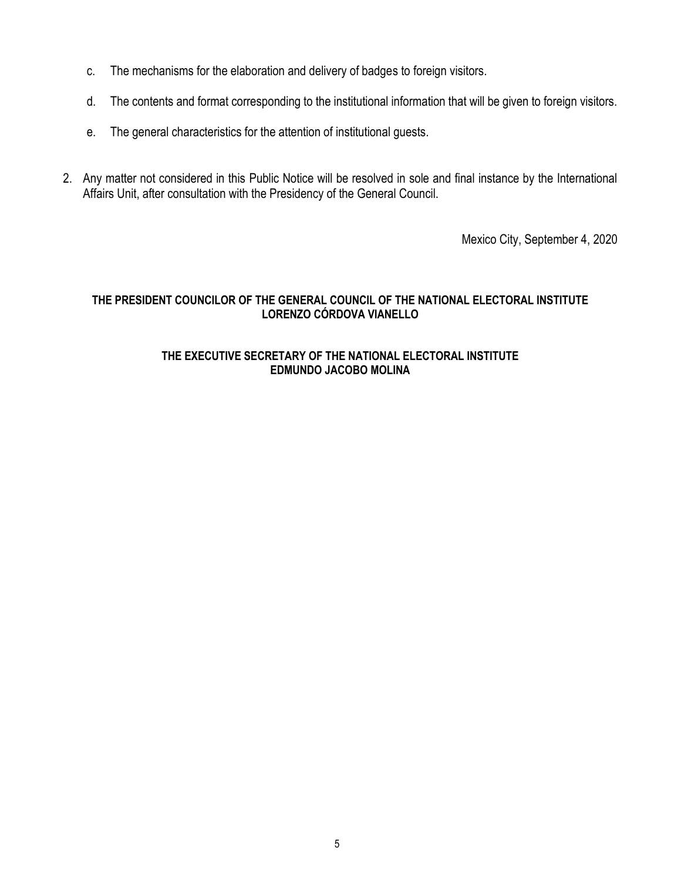c. The mechanisms for the elaboration and delivery of badges to foreign visitors.

d. The contents and format corresponding to the institutional information that will be given to foreign visitors.

e. The general characteristics for the attention of institutional guests.

2. Any matter not considered in this Public Notice will be resolved in sole and final instance by the International Affairs Unit, after consultation with the Presidency of the General Council.

Mexico City, September 4, 2020

**THE PRESIDENT COUNCILOR OF THE GENERAL COUNCIL OF THE NATIONAL ELECTORAL INSTITUTE**
**LORENZO CÓRDOVA VIANELLO**

**THE EXECUTIVE SECRETARY OF THE NATIONAL ELECTORAL INSTITUTE**
**EDMUNDO JACOBO MOLINA**